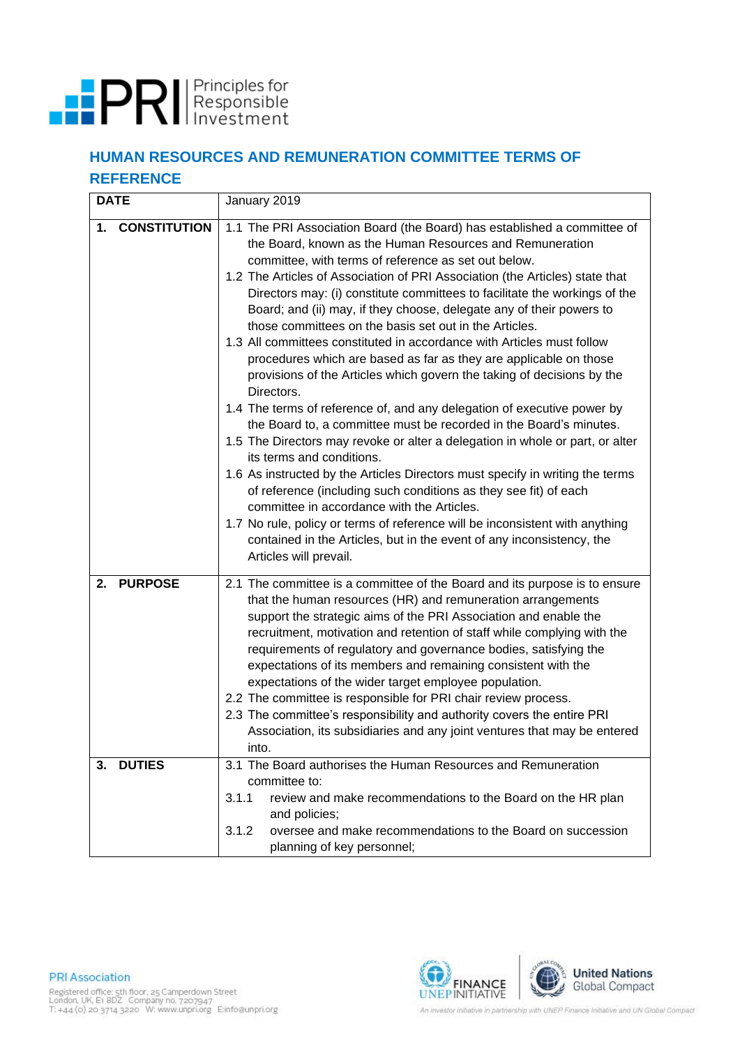# HUMAN RESOURCES AND REMUNERATION COMMITTEE TERMS OF REFERENCE

| DATE | January 2019 |
|---|---|
| **1. CONSTITUTION** | 1.1 The PRI Association Board (the Board) has established a committee of the Board, known as the Human Resources and Remuneration committee, with terms of reference as set out below.<br>1.2 The Articles of Association of PRI Association (the Articles) state that Directors may: (i) constitute committees to facilitate the workings of the Board; and (ii) may, if they choose, delegate any of their powers to those committees on the basis set out in the Articles.<br>1.3 All committees constituted in accordance with Articles must follow procedures which are based as far as they are applicable on those provisions of the Articles which govern the taking of decisions by the Directors.<br>1.4 The terms of reference of, and any delegation of executive power by the Board to, a committee must be recorded in the Board's minutes.<br>1.5 The Directors may revoke or alter a delegation in whole or part, or alter its terms and conditions.<br>1.6 As instructed by the Articles Directors must specify in writing the terms of reference (including such conditions as they see fit) of each committee in accordance with the Articles.<br>1.7 No rule, policy or terms of reference will be inconsistent with anything contained in the Articles, but in the event of any inconsistency, the Articles will prevail. |
| **2. PURPOSE** | 2.1 The committee is a committee of the Board and its purpose is to ensure that the human resources (HR) and remuneration arrangements support the strategic aims of the PRI Association and enable the recruitment, motivation and retention of staff while complying with the requirements of regulatory and governance bodies, satisfying the expectations of its members and remaining consistent with the expectations of the wider target employee population.<br>2.2 The committee is responsible for PRI chair review process.<br>2.3 The committee's responsibility and authority covers the entire PRI Association, its subsidiaries and any joint ventures that may be entered into. |
| **3. DUTIES** | 3.1 The Board authorises the Human Resources and Remuneration committee to:<br>3.1.1 review and make recommendations to the Board on the HR plan and policies;<br>3.1.2 oversee and make recommendations to the Board on succession planning of key personnel; |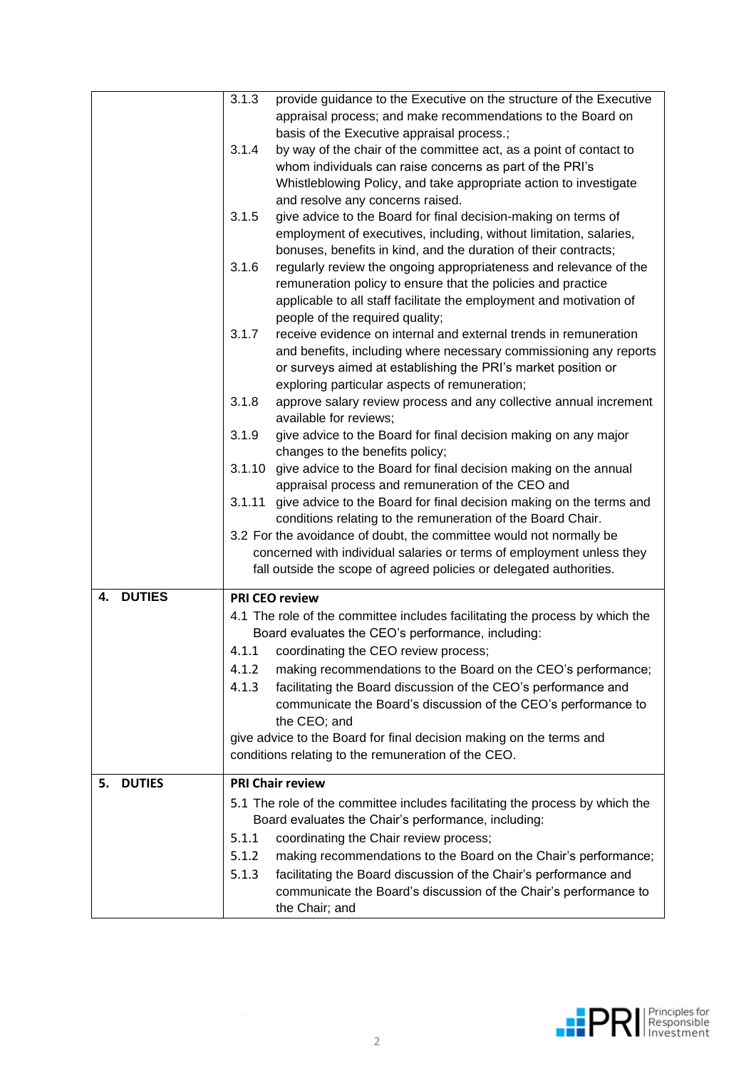| | |
|---|---|
| | 3.1.3 provide guidance to the Executive on the structure of the Executive appraisal process; and make recommendations to the Board on basis of the Executive appraisal process.;<br>3.1.4 by way of the chair of the committee act, as a point of contact to whom individuals can raise concerns as part of the PRI's Whistleblowing Policy, and take appropriate action to investigate and resolve any concerns raised.<br>3.1.5 give advice to the Board for final decision-making on terms of employment of executives, including, without limitation, salaries, bonuses, benefits in kind, and the duration of their contracts;<br>3.1.6 regularly review the ongoing appropriateness and relevance of the remuneration policy to ensure that the policies and practice applicable to all staff facilitate the employment and motivation of people of the required quality;<br>3.1.7 receive evidence on internal and external trends in remuneration and benefits, including where necessary commissioning any reports or surveys aimed at establishing the PRI's market position or exploring particular aspects of remuneration;<br>3.1.8 approve salary review process and any collective annual increment available for reviews;<br>3.1.9 give advice to the Board for final decision making on any major changes to the benefits policy;<br>3.1.10 give advice to the Board for final decision making on the annual appraisal process and remuneration of the CEO and<br>3.1.11 give advice to the Board for final decision making on the terms and conditions relating to the remuneration of the Board Chair.<br>3.2 For the avoidance of doubt, the committee would not normally be concerned with individual salaries or terms of employment unless they fall outside the scope of agreed policies or delegated authorities. |
| **4. DUTIES** | **PRI CEO review**<br>4.1 The role of the committee includes facilitating the process by which the Board evaluates the CEO's performance, including:<br>4.1.1 coordinating the CEO review process;<br>4.1.2 making recommendations to the Board on the CEO's performance;<br>4.1.3 facilitating the Board discussion of the CEO's performance and communicate the Board's discussion of the CEO's performance to the CEO; and<br>give advice to the Board for final decision making on the terms and conditions relating to the remuneration of the CEO. |
| **5. DUTIES** | **PRI Chair review**<br>5.1 The role of the committee includes facilitating the process by which the Board evaluates the Chair's performance, including:<br>5.1.1 coordinating the Chair review process;<br>5.1.2 making recommendations to the Board on the Chair's performance;<br>5.1.3 facilitating the Board discussion of the Chair's performance and communicate the Board's discussion of the Chair's performance to the Chair; and |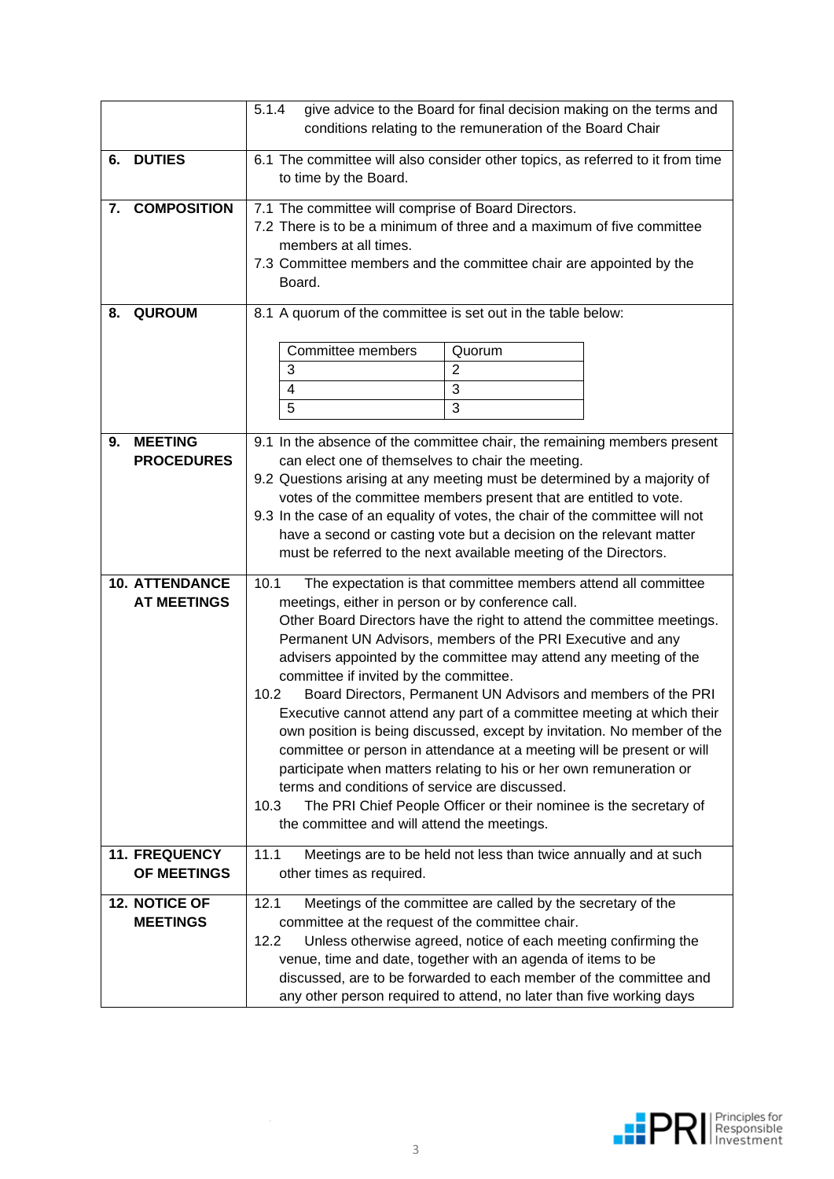| | |
|---|---|
| | 5.1.4 give advice to the Board for final decision making on the terms and conditions relating to the remuneration of the Board Chair |
| **6. DUTIES** | 6.1 The committee will also consider other topics, as referred to it from time to time by the Board. |
| **7. COMPOSITION** | 7.1 The committee will comprise of Board Directors.<br>7.2 There is to be a minimum of three and a maximum of five committee members at all times.<br>7.3 Committee members and the committee chair are appointed by the Board. |
| **8. QUROUM** | 8.1 A quorum of the committee is set out in the table below:<br><br>Committee members – Quorum<br>3 – 2<br>4 – 3<br>5 – 3 |
| **9. MEETING PROCEDURES** | 9.1 In the absence of the committee chair, the remaining members present can elect one of themselves to chair the meeting.<br>9.2 Questions arising at any meeting must be determined by a majority of votes of the committee members present that are entitled to vote.<br>9.3 In the case of an equality of votes, the chair of the committee will not have a second or casting vote but a decision on the relevant matter must be referred to the next available meeting of the Directors. |
| **10. ATTENDANCE AT MEETINGS** | 10.1 The expectation is that committee members attend all committee meetings, either in person or by conference call. Other Board Directors have the right to attend the committee meetings. Permanent UN Advisors, members of the PRI Executive and any advisers appointed by the committee may attend any meeting of the committee if invited by the committee.<br>10.2 Board Directors, Permanent UN Advisors and members of the PRI Executive cannot attend any part of a committee meeting at which their own position is being discussed, except by invitation. No member of the committee or person in attendance at a meeting will be present or will participate when matters relating to his or her own remuneration or terms and conditions of service are discussed.<br>10.3 The PRI Chief People Officer or their nominee is the secretary of the committee and will attend the meetings. |
| **11. FREQUENCY OF MEETINGS** | 11.1 Meetings are to be held not less than twice annually and at such other times as required. |
| **12. NOTICE OF MEETINGS** | 12.1 Meetings of the committee are called by the secretary of the committee at the request of the committee chair.<br>12.2 Unless otherwise agreed, notice of each meeting confirming the venue, time and date, together with an agenda of items to be discussed, are to be forwarded to each member of the committee and any other person required to attend, no later than five working days |

Quorum table (section 8.1):

| Committee members | Quorum |
|---|---|
| 3 | 2 |
| 4 | 3 |
| 5 | 3 |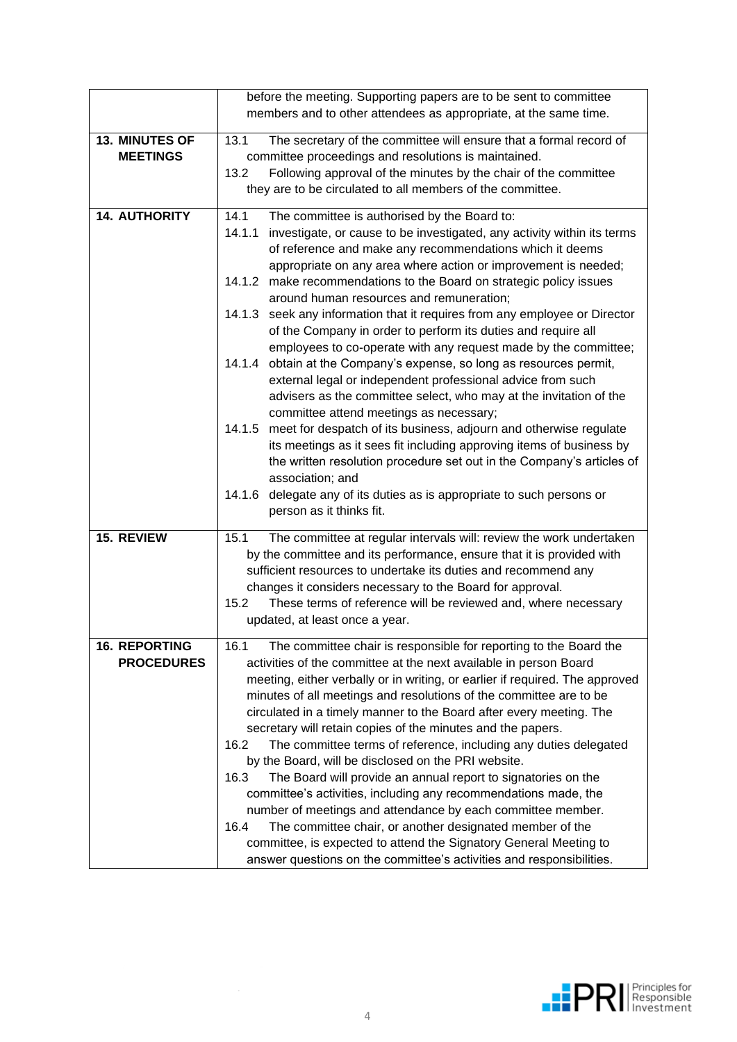| | |
|---|---|
| | before the meeting. Supporting papers are to be sent to committee members and to other attendees as appropriate, at the same time. |
| **13. MINUTES OF MEETINGS** | 13.1 The secretary of the committee will ensure that a formal record of committee proceedings and resolutions is maintained.<br>13.2 Following approval of the minutes by the chair of the committee they are to be circulated to all members of the committee. |
| **14. AUTHORITY** | 14.1 The committee is authorised by the Board to:<br>14.1.1 investigate, or cause to be investigated, any activity within its terms of reference and make any recommendations which it deems appropriate on any area where action or improvement is needed;<br>14.1.2 make recommendations to the Board on strategic policy issues around human resources and remuneration;<br>14.1.3 seek any information that it requires from any employee or Director of the Company in order to perform its duties and require all employees to co-operate with any request made by the committee;<br>14.1.4 obtain at the Company's expense, so long as resources permit, external legal or independent professional advice from such advisers as the committee select, who may at the invitation of the committee attend meetings as necessary;<br>14.1.5 meet for despatch of its business, adjourn and otherwise regulate its meetings as it sees fit including approving items of business by the written resolution procedure set out in the Company's articles of association; and<br>14.1.6 delegate any of its duties as is appropriate to such persons or person as it thinks fit. |
| **15. REVIEW** | 15.1 The committee at regular intervals will: review the work undertaken by the committee and its performance, ensure that it is provided with sufficient resources to undertake its duties and recommend any changes it considers necessary to the Board for approval.<br>15.2 These terms of reference will be reviewed and, where necessary updated, at least once a year. |
| **16. REPORTING PROCEDURES** | 16.1 The committee chair is responsible for reporting to the Board the activities of the committee at the next available in person Board meeting, either verbally or in writing, or earlier if required. The approved minutes of all meetings and resolutions of the committee are to be circulated in a timely manner to the Board after every meeting. The secretary will retain copies of the minutes and the papers.<br>16.2 The committee terms of reference, including any duties delegated by the Board, will be disclosed on the PRI website.<br>16.3 The Board will provide an annual report to signatories on the committee's activities, including any recommendations made, the number of meetings and attendance by each committee member.<br>16.4 The committee chair, or another designated member of the committee, is expected to attend the Signatory General Meeting to answer questions on the committee's activities and responsibilities. |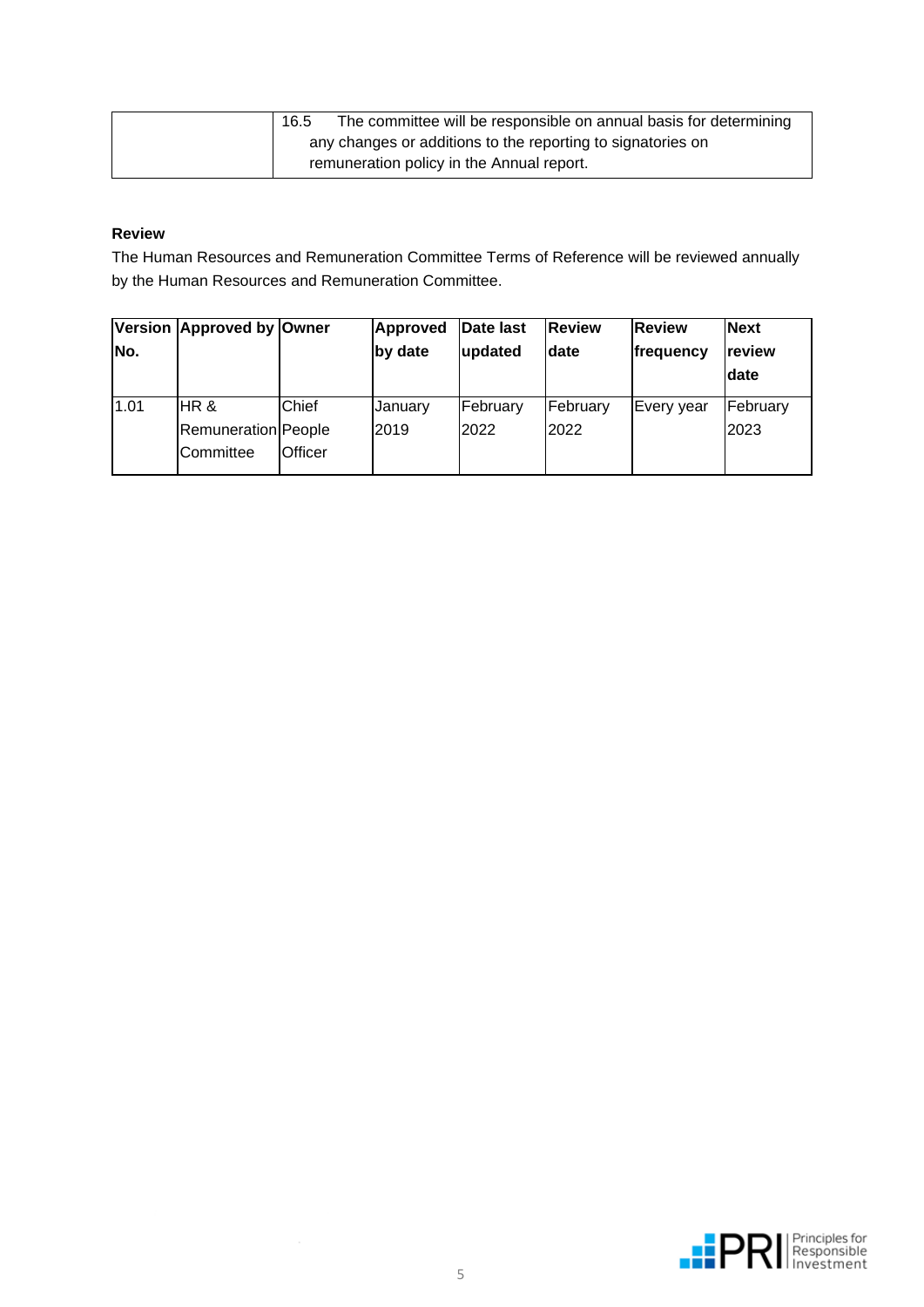| | |
|---|---|
| | 16.5 The committee will be responsible on annual basis for determining any changes or additions to the reporting to signatories on remuneration policy in the Annual report. |

**Review**

The Human Resources and Remuneration Committee Terms of Reference will be reviewed annually by the Human Resources and Remuneration Committee.

| Version No. | Approved by | Owner | Approved by date | Date last updated | Review date | Review frequency | Next review date |
|---|---|---|---|---|---|---|---|
| 1.01 | HR & Remuneration Committee | Chief People Officer | January 2019 | February 2022 | February 2022 | Every year | February 2023 |